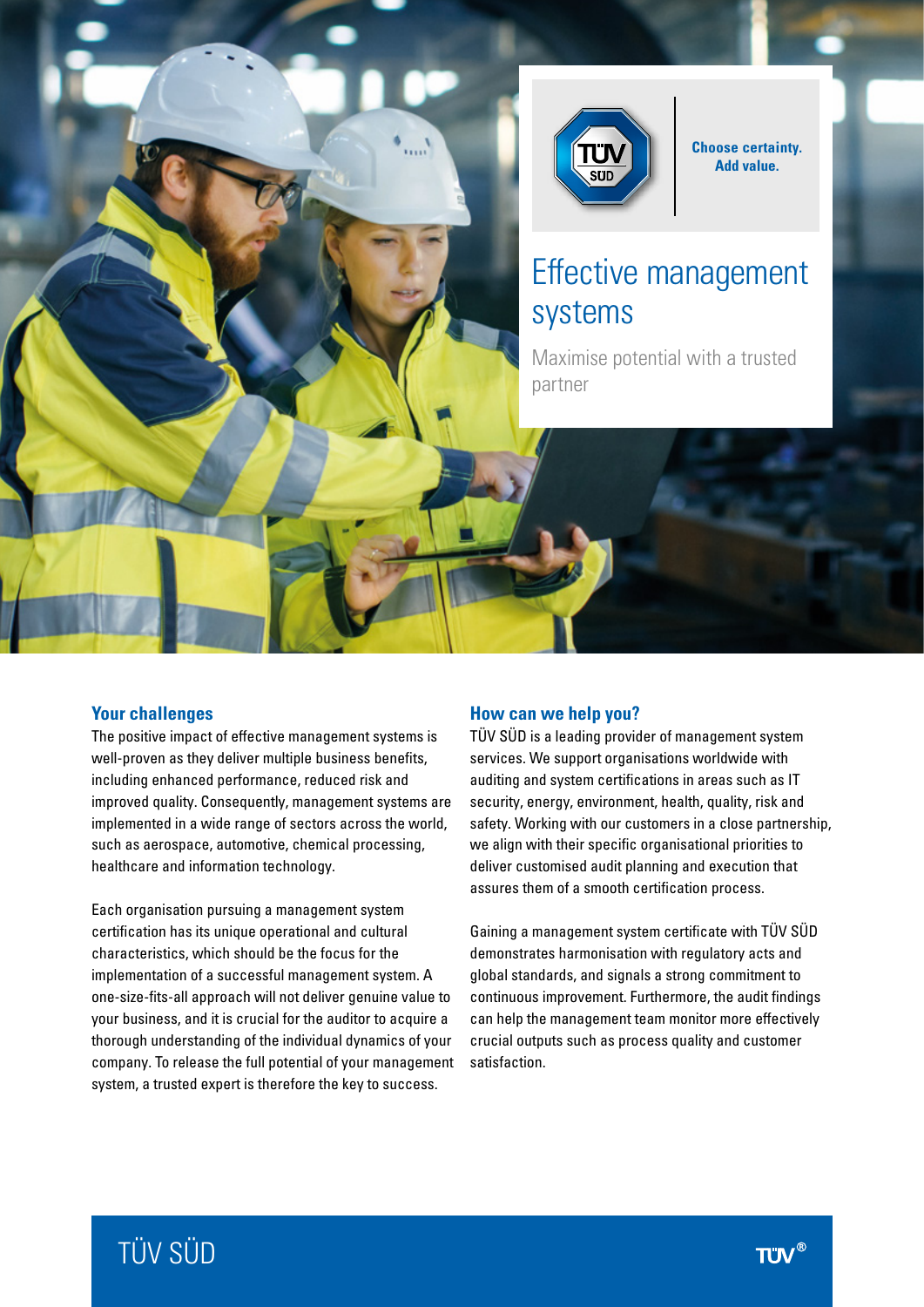Choose certainty.
Add value.

# Effective management systems

Maximise potential with a trusted partner

## Your challenges

The positive impact of effective management systems is well-proven as they deliver multiple business benefits, including enhanced performance, reduced risk and improved quality. Consequently, management systems are implemented in a wide range of sectors across the world, such as aerospace, automotive, chemical processing, healthcare and information technology.

Each organisation pursuing a management system certification has its unique operational and cultural characteristics, which should be the focus for the implementation of a successful management system. A one-size-fits-all approach will not deliver genuine value to your business, and it is crucial for the auditor to acquire a thorough understanding of the individual dynamics of your company. To release the full potential of your management system, a trusted expert is therefore the key to success.

## How can we help you?

TÜV SÜD is a leading provider of management system services. We support organisations worldwide with auditing and system certifications in areas such as IT security, energy, environment, health, quality, risk and safety. Working with our customers in a close partnership, we align with their specific organisational priorities to deliver customised audit planning and execution that assures them of a smooth certification process.

Gaining a management system certificate with TÜV SÜD demonstrates harmonisation with regulatory acts and global standards, and signals a strong commitment to continuous improvement. Furthermore, the audit findings can help the management team monitor more effectively crucial outputs such as process quality and customer satisfaction.

TÜV SÜD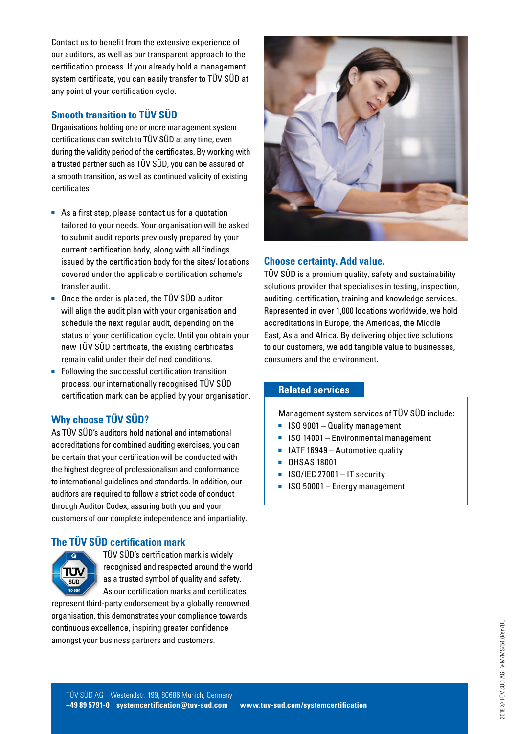Contact us to benefit from the extensive experience of our auditors, as well as our transparent approach to the certification process. If you already hold a management system certificate, you can easily transfer to TÜV SÜD at any point of your certification cycle.

## Smooth transition to TÜV SÜD

Organisations holding one or more management system certifications can switch to TÜV SÜD at any time, even during the validity period of the certificates. By working with a trusted partner such as TÜV SÜD, you can be assured of a smooth transition, as well as continued validity of existing certificates.

- As a first step, please contact us for a quotation tailored to your needs. Your organisation will be asked to submit audit reports previously prepared by your current certification body, along with all findings issued by the certification body for the sites/ locations covered under the applicable certification scheme's transfer audit.
- Once the order is placed, the TÜV SÜD auditor will align the audit plan with your organisation and schedule the next regular audit, depending on the status of your certification cycle. Until you obtain your new TÜV SÜD certificate, the existing certificates remain valid under their defined conditions.
- Following the successful certification transition process, our internationally recognised TÜV SÜD certification mark can be applied by your organisation.

## Why choose TÜV SÜD?

As TÜV SÜD's auditors hold national and international accreditations for combined auditing exercises, you can be certain that your certification will be conducted with the highest degree of professionalism and conformance to international guidelines and standards. In addition, our auditors are required to follow a strict code of conduct through Auditor Codex, assuring both you and your customers of our complete independence and impartiality.

## The TÜV SÜD certification mark

TÜV SÜD's certification mark is widely recognised and respected around the world as a trusted symbol of quality and safety. As our certification marks and certificates represent third-party endorsement by a globally renowned organisation, this demonstrates your compliance towards continuous excellence, inspiring greater confidence amongst your business partners and customers.

## Choose certainty. Add value.

TÜV SÜD is a premium quality, safety and sustainability solutions provider that specialises in testing, inspection, auditing, certification, training and knowledge services. Represented in over 1,000 locations worldwide, we hold accreditations in Europe, the Americas, the Middle East, Asia and Africa. By delivering objective solutions to our customers, we add tangible value to businesses, consumers and the environment.

## Related services

Management system services of TÜV SÜD include:

- ISO 9001 – Quality management
- ISO 14001 – Environmental management
- IATF 16949 – Automotive quality
- OHSAS 18001
- ISO/IEC 27001 – IT security
- ISO 50001 – Energy management

TÜV SÜD AG Westendstr. 199, 80686 Munich, Germany
**+49 89 5791-0 systemcertification@tuv-sud.com www.tuv-sud.com/systemcertification**

2018 © TÜV SÜD AG | V-M/MS/54.0/en/DE